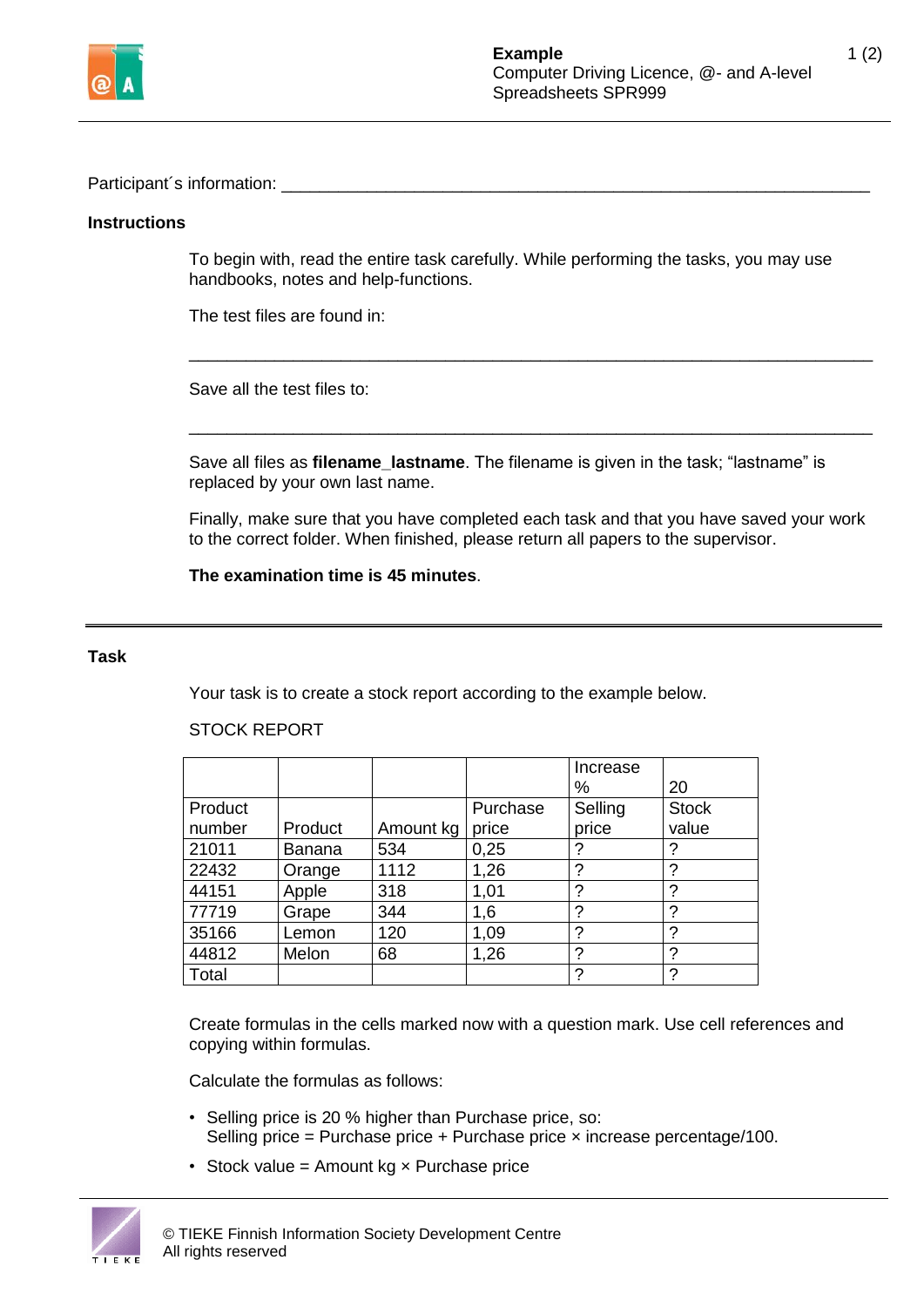Participant´s information: ____________________________________________________________

**Instructions**

To begin with, read the entire task carefully. While performing the tasks, you may use handbooks, notes and help-functions.

The test files are found in:

______________________________________________________________________

Save all the test files to:

______________________________________________________________________

Save all files as **filename_lastname**. The filename is given in the task; "lastname" is replaced by your own last name.

Finally, make sure that you have completed each task and that you have saved your work to the correct folder. When finished, please return all papers to the supervisor.

**The examination time is 45 minutes**.

---

**Task**

Your task is to create a stock report according to the example below.

STOCK REPORT

| | | | | Increase % | 20 |
|---|---|---|---|---|---|
| Product number | Product | Amount kg | Purchase price | Selling price | Stock value |
| 21011 | Banana | 534 | 0,25 | ? | ? |
| 22432 | Orange | 1112 | 1,26 | ? | ? |
| 44151 | Apple | 318 | 1,01 | ? | ? |
| 77719 | Grape | 344 | 1,6 | ? | ? |
| 35166 | Lemon | 120 | 1,09 | ? | ? |
| 44812 | Melon | 68 | 1,26 | ? | ? |
| Total | | | | ? | ? |

Create formulas in the cells marked now with a question mark. Use cell references and copying within formulas.

Calculate the formulas as follows:

- Selling price is 20 % higher than Purchase price, so:
  Selling price = Purchase price + Purchase price × increase percentage/100.
- Stock value = Amount kg × Purchase price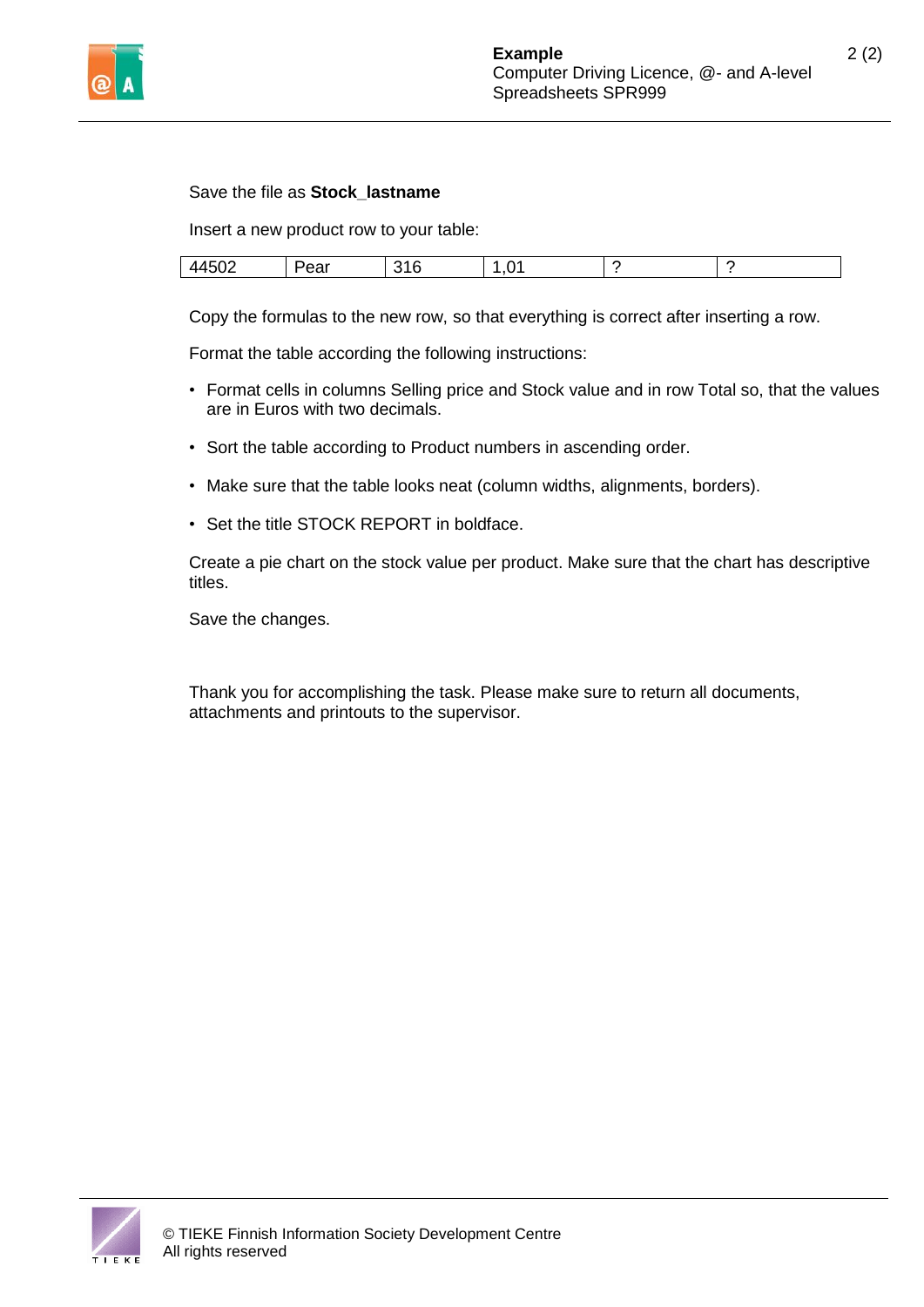Save the file as **Stock_lastname**

Insert a new product row to your table:

| | | | | | |
|---|---|---|---|---|---|
| 44502 | Pear | 316 | 1,01 | ? | ? |

Copy the formulas to the new row, so that everything is correct after inserting a row.

Format the table according the following instructions:

- Format cells in columns Selling price and Stock value and in row Total so, that the values are in Euros with two decimals.
- Sort the table according to Product numbers in ascending order.
- Make sure that the table looks neat (column widths, alignments, borders).
- Set the title STOCK REPORT in boldface.

Create a pie chart on the stock value per product. Make sure that the chart has descriptive titles.

Save the changes.

Thank you for accomplishing the task. Please make sure to return all documents, attachments and printouts to the supervisor.